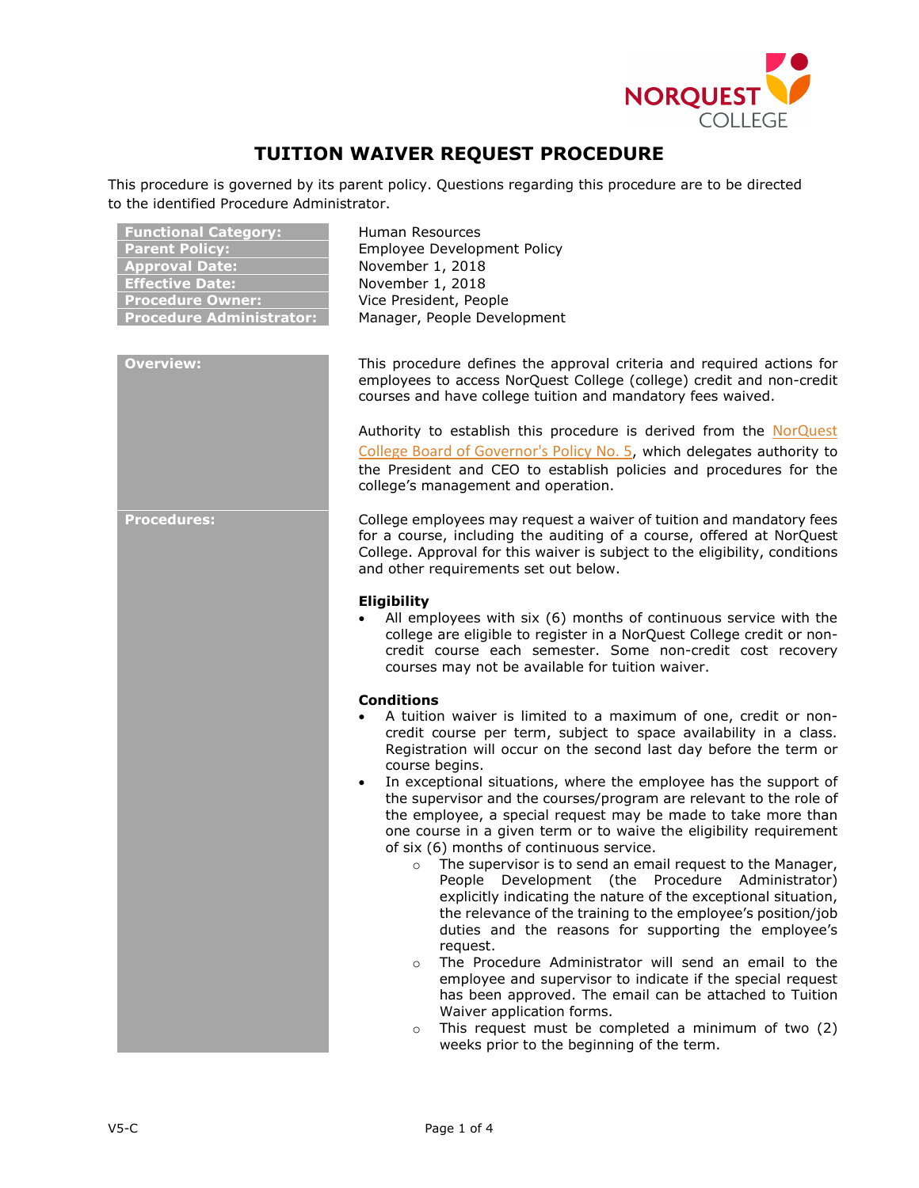# TUITION WAIVER REQUEST PROCEDURE

This procedure is governed by its parent policy. Questions regarding this procedure are to be directed to the identified Procedure Administrator.

| | |
|---|---|
| **Functional Category:** | Human Resources |
| **Parent Policy:** | Employee Development Policy |
| **Approval Date:** | November 1, 2018 |
| **Effective Date:** | November 1, 2018 |
| **Procedure Owner:** | Vice President, People |
| **Procedure Administrator:** | Manager, People Development |

## Overview:

This procedure defines the approval criteria and required actions for employees to access NorQuest College (college) credit and non-credit courses and have college tuition and mandatory fees waived.

Authority to establish this procedure is derived from the NorQuest College Board of Governor's Policy No. 5, which delegates authority to the President and CEO to establish policies and procedures for the college's management and operation.

## Procedures:

College employees may request a waiver of tuition and mandatory fees for a course, including the auditing of a course, offered at NorQuest College. Approval for this waiver is subject to the eligibility, conditions and other requirements set out below.

### Eligibility

- All employees with six (6) months of continuous service with the college are eligible to register in a NorQuest College credit or non-credit course each semester. Some non-credit cost recovery courses may not be available for tuition waiver.

### Conditions

- A tuition waiver is limited to a maximum of one, credit or non-credit course per term, subject to space availability in a class. Registration will occur on the second last day before the term or course begins.
- In exceptional situations, where the employee has the support of the supervisor and the courses/program are relevant to the role of the employee, a special request may be made to take more than one course in a given term or to waive the eligibility requirement of six (6) months of continuous service.
  - The supervisor is to send an email request to the Manager, People Development (the Procedure Administrator) explicitly indicating the nature of the exceptional situation, the relevance of the training to the employee's position/job duties and the reasons for supporting the employee's request.
  - The Procedure Administrator will send an email to the employee and supervisor to indicate if the special request has been approved. The email can be attached to Tuition Waiver application forms.
  - This request must be completed a minimum of two (2) weeks prior to the beginning of the term.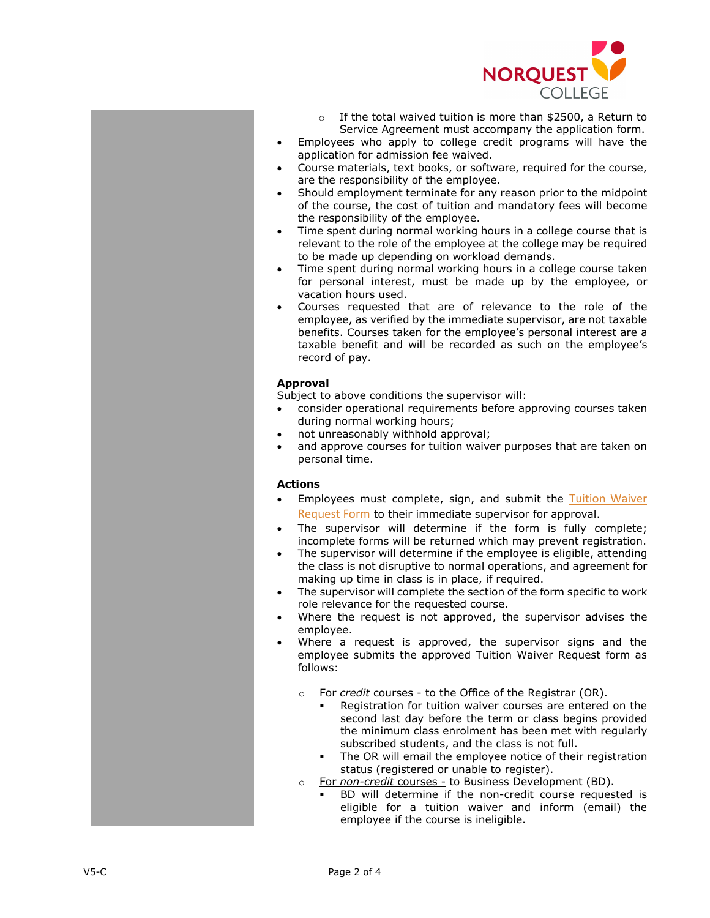- If the total waived tuition is more than $2500, a Return to Service Agreement must accompany the application form.
- Employees who apply to college credit programs will have the application for admission fee waived.
- Course materials, text books, or software, required for the course, are the responsibility of the employee.
- Should employment terminate for any reason prior to the midpoint of the course, the cost of tuition and mandatory fees will become the responsibility of the employee.
- Time spent during normal working hours in a college course that is relevant to the role of the employee at the college may be required to be made up depending on workload demands.
- Time spent during normal working hours in a college course taken for personal interest, must be made up by the employee, or vacation hours used.
- Courses requested that are of relevance to the role of the employee, as verified by the immediate supervisor, are not taxable benefits. Courses taken for the employee's personal interest are a taxable benefit and will be recorded as such on the employee's record of pay.

**Approval**

Subject to above conditions the supervisor will:

- consider operational requirements before approving courses taken during normal working hours;
- not unreasonably withhold approval;
- and approve courses for tuition waiver purposes that are taken on personal time.

**Actions**

- Employees must complete, sign, and submit the Tuition Waiver Request Form to their immediate supervisor for approval.
- The supervisor will determine if the form is fully complete; incomplete forms will be returned which may prevent registration.
- The supervisor will determine if the employee is eligible, attending the class is not disruptive to normal operations, and agreement for making up time in class is in place, if required.
- The supervisor will complete the section of the form specific to work role relevance for the requested course.
- Where the request is not approved, the supervisor advises the employee.
- Where a request is approved, the supervisor signs and the employee submits the approved Tuition Waiver Request form as follows:
  - For *credit* courses - to the Office of the Registrar (OR).
    - Registration for tuition waiver courses are entered on the second last day before the term or class begins provided the minimum class enrolment has been met with regularly subscribed students, and the class is not full.
    - The OR will email the employee notice of their registration status (registered or unable to register).
  - For *non-credit* courses - to Business Development (BD).
    - BD will determine if the non-credit course requested is eligible for a tuition waiver and inform (email) the employee if the course is ineligible.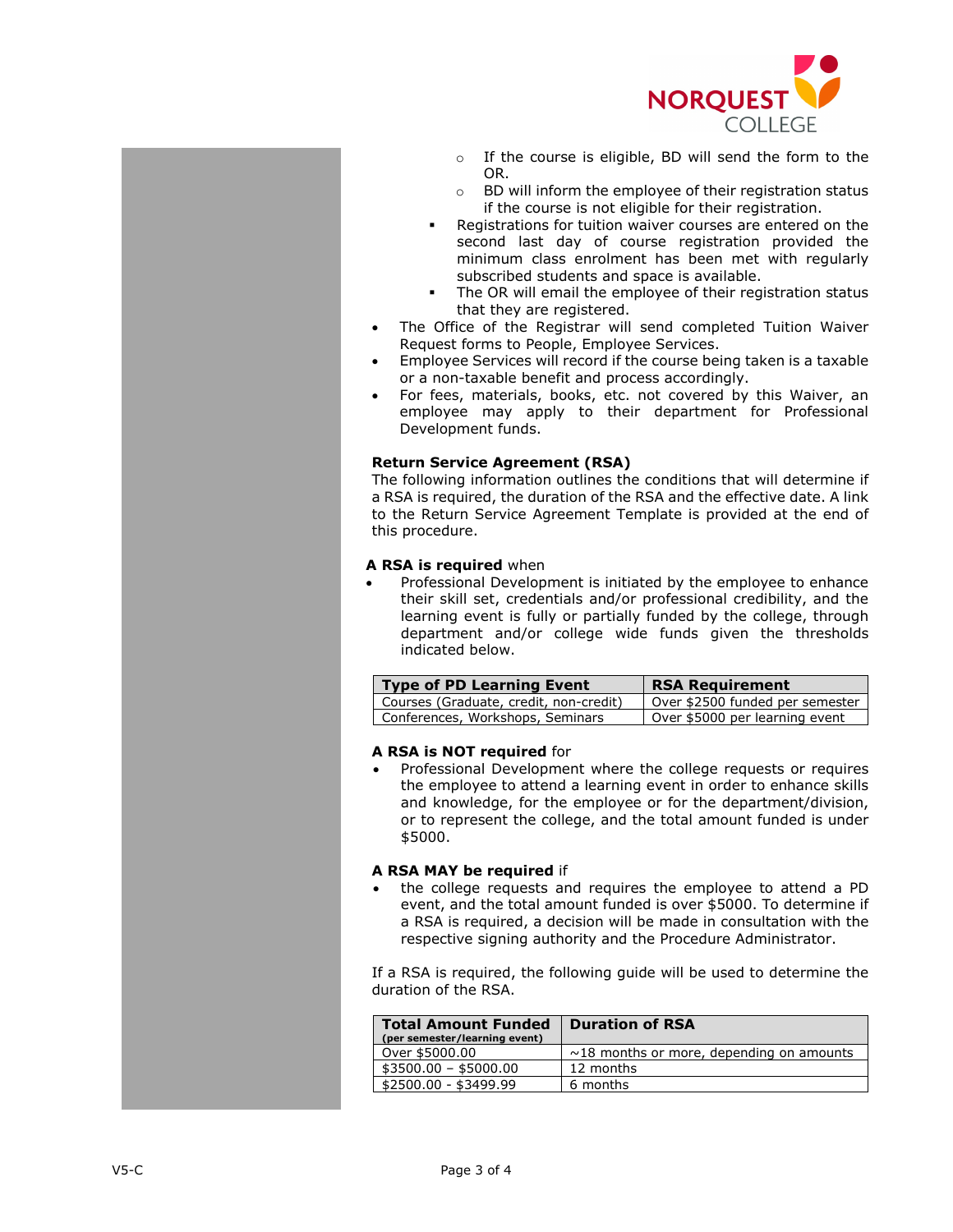- If the course is eligible, BD will send the form to the OR.
    - BD will inform the employee of their registration status if the course is not eligible for their registration.
  - Registrations for tuition waiver courses are entered on the second last day of course registration provided the minimum class enrolment has been met with regularly subscribed students and space is available.
  - The OR will email the employee of their registration status that they are registered.
- The Office of the Registrar will send completed Tuition Waiver Request forms to People, Employee Services.
- Employee Services will record if the course being taken is a taxable or a non-taxable benefit and process accordingly.
- For fees, materials, books, etc. not covered by this Waiver, an employee may apply to their department for Professional Development funds.

**Return Service Agreement (RSA)**

The following information outlines the conditions that will determine if a RSA is required, the duration of the RSA and the effective date. A link to the Return Service Agreement Template is provided at the end of this procedure.

**A RSA is required** when

- Professional Development is initiated by the employee to enhance their skill set, credentials and/or professional credibility, and the learning event is fully or partially funded by the college, through department and/or college wide funds given the thresholds indicated below.

| Type of PD Learning Event | RSA Requirement |
| --- | --- |
| Courses (Graduate, credit, non-credit) | Over $2500 funded per semester |
| Conferences, Workshops, Seminars | Over $5000 per learning event |

**A RSA is NOT required** for

- Professional Development where the college requests or requires the employee to attend a learning event in order to enhance skills and knowledge, for the employee or for the department/division, or to represent the college, and the total amount funded is under $5000.

**A RSA MAY be required** if

- the college requests and requires the employee to attend a PD event, and the total amount funded is over $5000. To determine if a RSA is required, a decision will be made in consultation with the respective signing authority and the Procedure Administrator.

If a RSA is required, the following guide will be used to determine the duration of the RSA.

| Total Amount Funded (per semester/learning event) | Duration of RSA |
| --- | --- |
| Over $5000.00 | ~18 months or more, depending on amounts |
| $3500.00 – $5000.00 | 12 months |
| $2500.00 - $3499.99 | 6 months |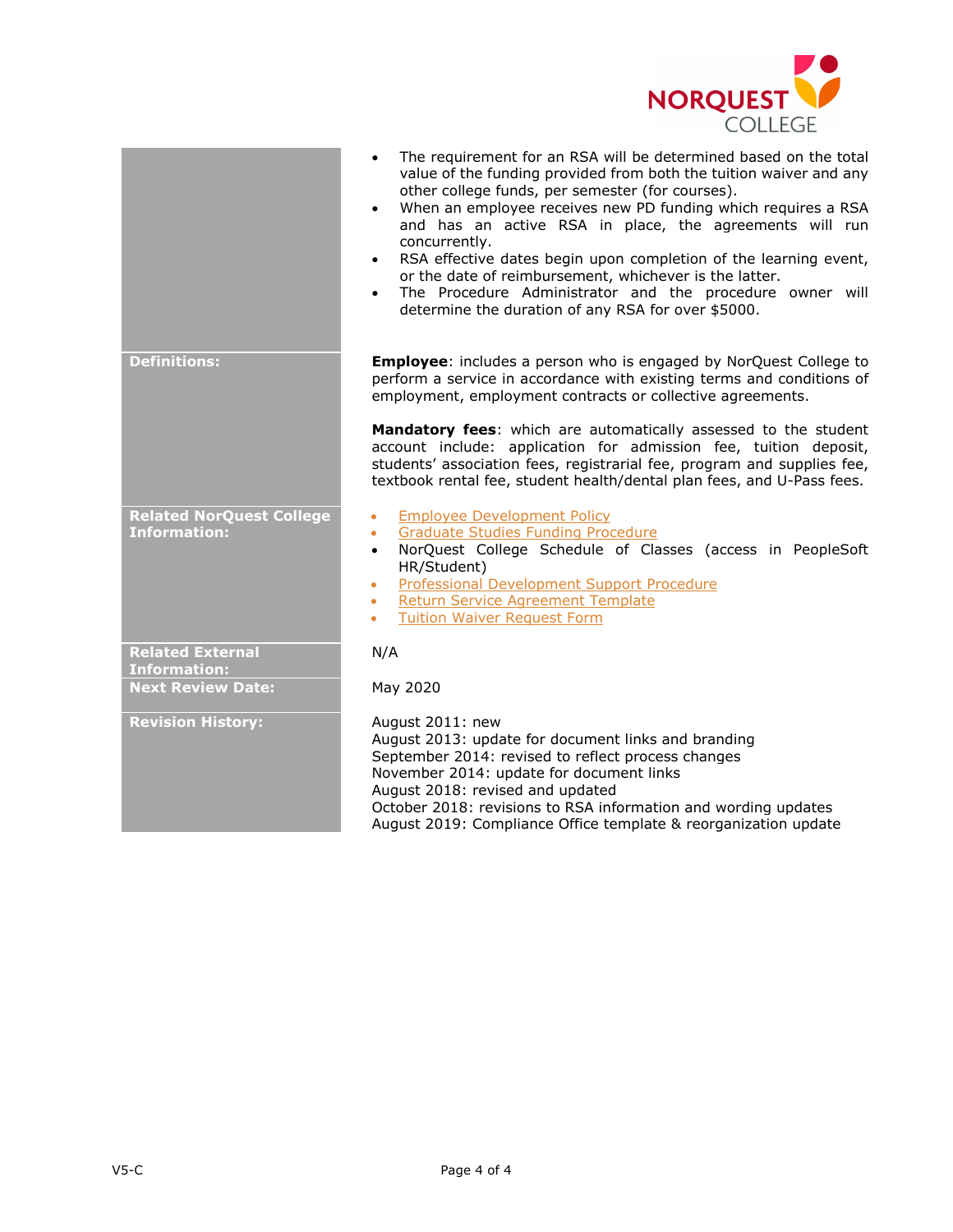| | |
|---|---|
| | • The requirement for an RSA will be determined based on the total value of the funding provided from both the tuition waiver and any other college funds, per semester (for courses).<br>• When an employee receives new PD funding which requires a RSA and has an active RSA in place, the agreements will run concurrently.<br>• RSA effective dates begin upon completion of the learning event, or the date of reimbursement, whichever is the latter.<br>• The Procedure Administrator and the procedure owner will determine the duration of any RSA for over $5000. |
| **Definitions:** | **Employee**: includes a person who is engaged by NorQuest College to perform a service in accordance with existing terms and conditions of employment, employment contracts or collective agreements.<br><br>**Mandatory fees**: which are automatically assessed to the student account include: application for admission fee, tuition deposit, students' association fees, registrarial fee, program and supplies fee, textbook rental fee, student health/dental plan fees, and U-Pass fees. |
| **Related NorQuest College Information:** | • Employee Development Policy<br>• Graduate Studies Funding Procedure<br>• NorQuest College Schedule of Classes (access in PeopleSoft HR/Student)<br>• Professional Development Support Procedure<br>• Return Service Agreement Template<br>• Tuition Waiver Request Form |
| **Related External Information:** | N/A |
| **Next Review Date:** | May 2020 |
| **Revision History:** | August 2011: new<br>August 2013: update for document links and branding<br>September 2014: revised to reflect process changes<br>November 2014: update for document links<br>August 2018: revised and updated<br>October 2018: revisions to RSA information and wording updates<br>August 2019: Compliance Office template & reorganization update |

V5-C